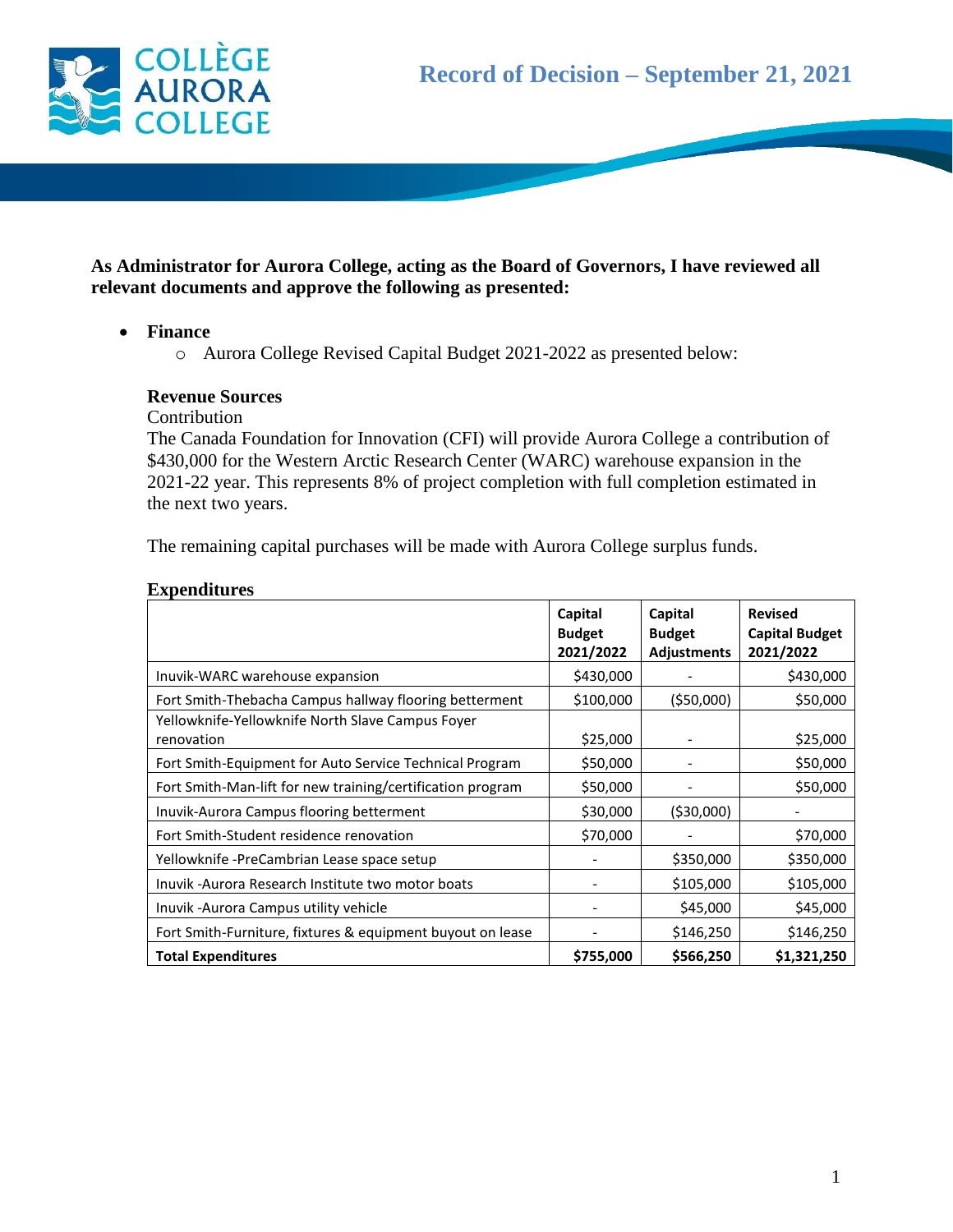# Record of Decision – September 21, 2021

**As Administrator for Aurora College, acting as the Board of Governors, I have reviewed all relevant documents and approve the following as presented:**

- **Finance**
  - Aurora College Revised Capital Budget 2021-2022 as presented below:

**Revenue Sources**

Contribution

The Canada Foundation for Innovation (CFI) will provide Aurora College a contribution of $430,000 for the Western Arctic Research Center (WARC) warehouse expansion in the 2021-22 year. This represents 8% of project completion with full completion estimated in the next two years.

The remaining capital purchases will be made with Aurora College surplus funds.

**Expenditures**

| | Capital Budget 2021/2022 | Capital Budget Adjustments | Revised Capital Budget 2021/2022 |
|---|---|---|---|
| Inuvik-WARC warehouse expansion | $430,000 | - | $430,000 |
| Fort Smith-Thebacha Campus hallway flooring betterment | $100,000 | ($50,000) | $50,000 |
| Yellowknife-Yellowknife North Slave Campus Foyer renovation | $25,000 | - | $25,000 |
| Fort Smith-Equipment for Auto Service Technical Program | $50,000 | - | $50,000 |
| Fort Smith-Man-lift for new training/certification program | $50,000 | - | $50,000 |
| Inuvik-Aurora Campus flooring betterment | $30,000 | ($30,000) | - |
| Fort Smith-Student residence renovation | $70,000 | - | $70,000 |
| Yellowknife -PreCambrian Lease space setup | - | $350,000 | $350,000 |
| Inuvik -Aurora Research Institute two motor boats | - | $105,000 | $105,000 |
| Inuvik -Aurora Campus utility vehicle | - | $45,000 | $45,000 |
| Fort Smith-Furniture, fixtures & equipment buyout on lease | - | $146,250 | $146,250 |
| **Total Expenditures** | **$755,000** | **$566,250** | **$1,321,250** |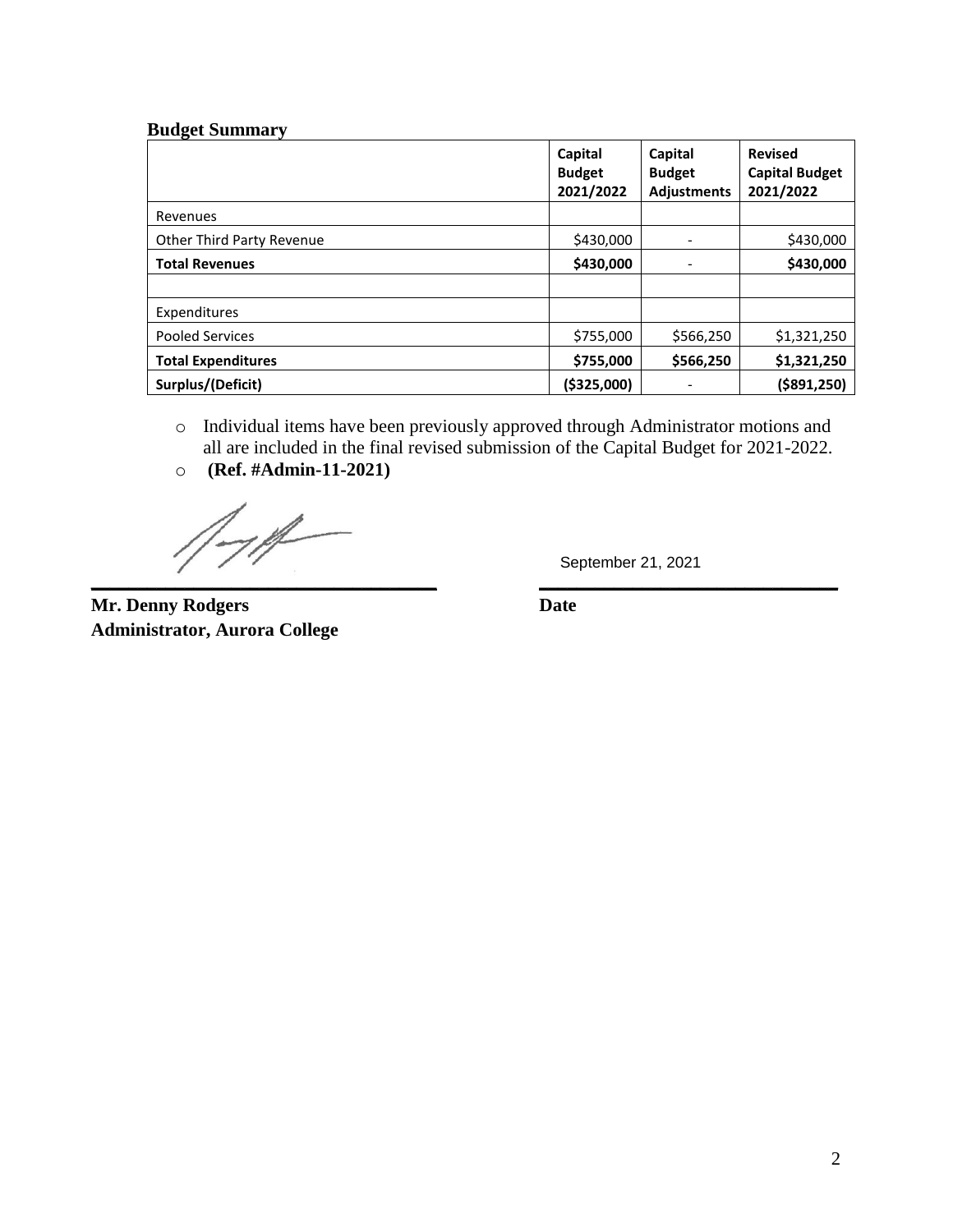**Budget Summary**

| | Capital Budget 2021/2022 | Capital Budget Adjustments | Revised Capital Budget 2021/2022 |
|---|---|---|---|
| Revenues | | | |
| Other Third Party Revenue | $430,000 | - | $430,000 |
| **Total Revenues** | **$430,000** | - | **$430,000** |
| | | | |
| Expenditures | | | |
| Pooled Services | $755,000 | $566,250 | $1,321,250 |
| **Total Expenditures** | **$755,000** | **$566,250** | **$1,321,250** |
| **Surplus/(Deficit)** | **($325,000)** | - | **($891,250)** |

- Individual items have been previously approved through Administrator motions and all are included in the final revised submission of the Capital Budget for 2021-2022.
- **(Ref. #Admin-11-2021)**

September 21, 2021

**Mr. Denny Rodgers**
**Administrator, Aurora College**

**Date**